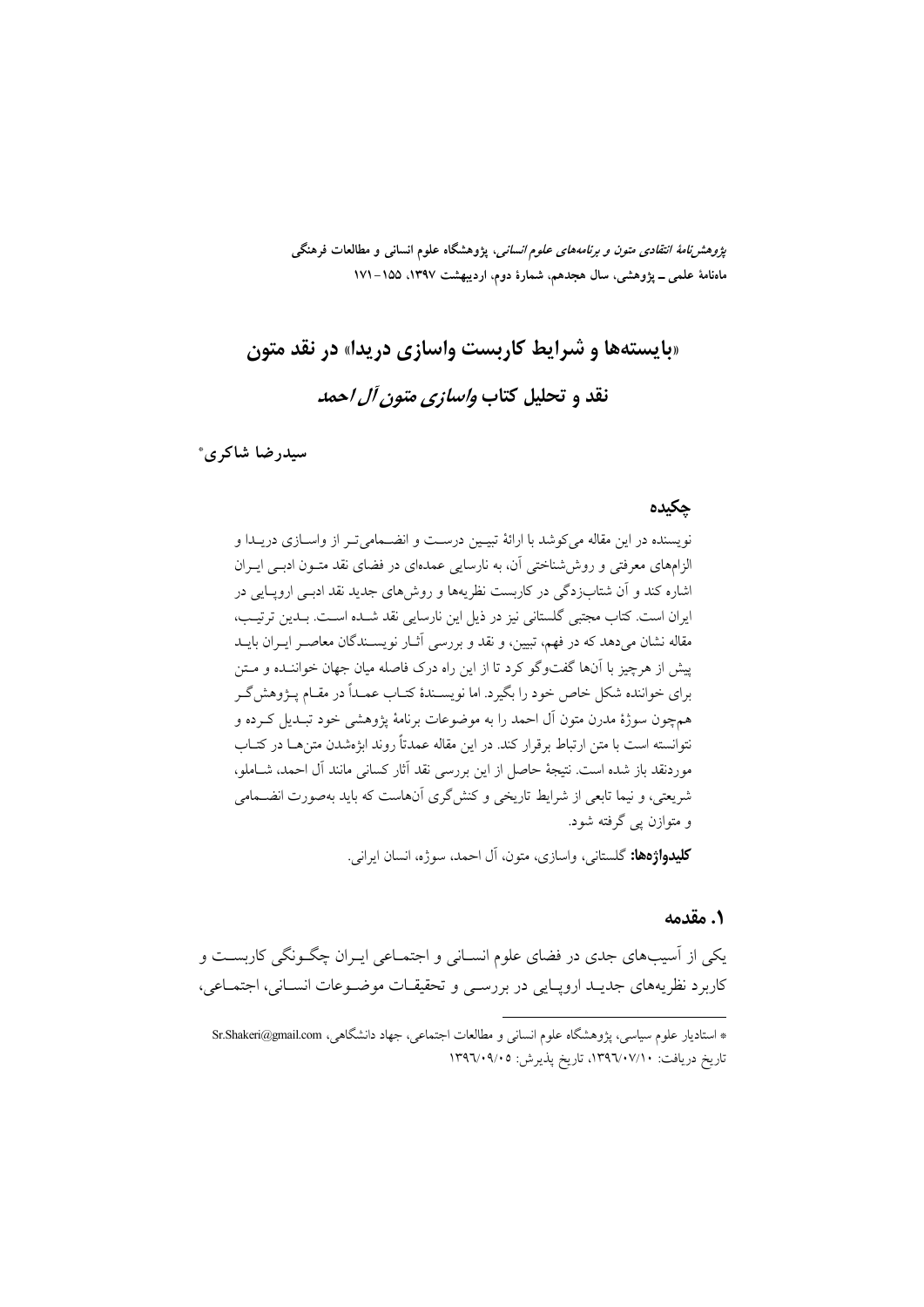# «بایسته‌ها و شرایط کاربست واسازی دریدا» در نقد متون

## نقد و تحلیل کتاب *واسازی متون آل احمد*

**سیدرضا شاکری***

### چکیده

نویسنده در این مقاله می‌کوشد با ارائهٔ تبیین درست و انضمامی‌تر از واسازی دریدا و الزام‌های معرفتی و روش‌شناختی آن، به نارسایی عمده‌ای در فضای نقد متون ادبی ایران اشاره کند و آن شتاب‌زدگی در کاربست نظریه‌ها و روش‌های جدید نقد ادبی اروپایی در ایران است. کتاب مجتبی گلستانی نیز در ذیل این نارسایی نقد شده است. بدین ترتیب، مقاله نشان می‌دهد که در فهم، تبیین، و نقد و بررسی آثار نویسندگان معاصر ایران باید پیش از هرچیز با آن‌ها گفت‌وگو کرد تا از این راه درک فاصله میان جهان خواننده و متن برای خواننده شکل خاص خود را بگیرد. اما نویسندهٔ کتاب عمداً در مقام پژوهش‌گر هم‌چون سوژهٔ مدرن متون آل احمد را به موضوعات برنامهٔ پژوهشی خود تبدیل کرده و نتوانسته است با متن ارتباط برقرار کند. در این مقاله عمدتاً روند ابژه‌شدن متن‌ها در کتاب موردنقد باز شده است. نتیجهٔ حاصل از این بررسی نقد آثار کسانی مانند آل احمد، شاملو، شریعتی، و نیما تابعی از شرایط تاریخی و کنش‌گری آن‌هاست که باید به‌صورت انضمامی و متوازن پی گرفته شود.

**کلیدواژه‌ها:** گلستانی، واسازی، متون، آل احمد، سوژه، انسان ایرانی.

## ۱. مقدمه

یکی از آسیب‌های جدی در فضای علوم انسانی و اجتماعی ایران چگونگی کاربست و کاربرد نظریه‌های جدید اروپایی در بررسی و تحقیقات موضوعات انسانی، اجتماعی،

---

* استادیار علوم سیاسی، پژوهشگاه علوم انسانی و مطالعات اجتماعی، جهاد دانشگاهی، Sr.Shakeri@gmail.com
تاریخ دریافت: ۱۳۹۶/۰۷/۱۰، تاریخ پذیرش: ۱۳۹۶/۰۹/۰۵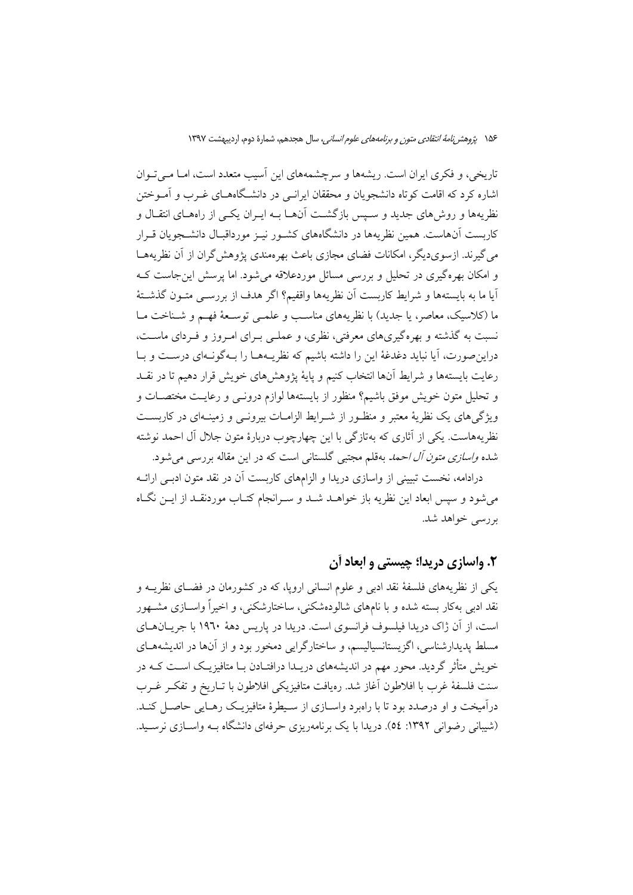تاریخی، و فکری ایران است. ریشه‌ها و سرچشمه‌های این آسیب متعدد است، اما می‌توان اشاره کرد که اقامت کوتاه دانشجویان و محققان ایرانی در دانشگاه‌های غرب و آموختن نظریه‌ها و روش‌های جدید و سپس بازگشت آن‌ها به ایران یکی از راه‌های انتقال و کاربست آن‌هاست. همین نظریه‌ها در دانشگاه‌های کشور نیز مورداقبال دانشجویان قرار می‌گیرند. ازسوی‌دیگر، امکانات فضای مجازی باعث بهره‌مندی پژوهش‌گران از آن نظریه‌ها و امکان بهره‌گیری در تحلیل و بررسی مسائل موردعلاقه می‌شود. اما پرسش این‌جاست که آیا ما به بایسته‌ها و شرایط کاربست آن نظریه‌ها واقفیم؟ اگر هدف از بررسی متون گذشتهٔ ما (کلاسیک، معاصر، یا جدید) با نظریه‌های مناسب و علمی توسعهٔ فهم و شناخت ما نسبت به گذشته و بهره‌گیری‌های معرفتی، نظری، و عملی برای امروز و فردای ماست، دراین‌صورت، آیا نباید دغدغهٔ این را داشته باشیم که نظریه‌ها را به‌گونه‌ای درست و با رعایت بایسته‌ها و شرایط آن‌ها انتخاب کنیم و پایهٔ پژوهش‌های خویش قرار دهیم تا در نقد و تحلیل متون خویش موفق باشیم؟ منظور از بایسته‌ها لوازم درونی و رعایت مختصات و ویژگی‌های یک نظریهٔ معتبر و منظور از شرایط الزامات بیرونی و زمینه‌ای در کاربست نظریه‌هاست. یکی از آثاری که به‌تازگی با این چهارچوب دربارهٔ متون جلال آل احمد نوشته شده *واسازی متون آل احمد* به‌قلم مجتبی گلستانی است که در این مقاله بررسی می‌شود.

درادامه، نخست تبیینی از واسازی دریدا و الزام‌های کاربست آن در نقد متون ادبی ارائه می‌شود و سپس ابعاد این نظریه باز خواهد شد و سرانجام کتاب موردنقد از این نگاه بررسی خواهد شد.

## ۲. واسازی دریدا؛ چیستی و ابعاد آن

یکی از نظریه‌های فلسفهٔ نقد ادبی و علوم انسانی اروپا، که در کشورمان در فضای نظریه و نقد ادبی به‌کار بسته شده و با نام‌های شالوده‌شکنی، ساختارشکنی، و اخیراً واسازی مشهور است، از آن ژاک دریدا فیلسوف فرانسوی است. دریدا در پاریس دههٔ ۱۹٦۰ با جریان‌های مسلط پدیدارشناسی، اگزیستانسیالیسم، و ساختارگرایی دمخور بود و از آن‌ها در اندیشه‌های خویش متأثر گردید. محور مهم در اندیشه‌های دریدا درافتادن با متافیزیک است که در سنت فلسفهٔ غرب با افلاطون آغاز شد. رهیافت متافیزیکی افلاطون با تاریخ و تفکر غرب درآمیخت و او درصدد بود تا با راهبرد واسازی از سیطرهٔ متافیزیک رهایی حاصل کند. (شیبانی رضوانی ۱۳۹۲: ٥٤). دریدا با یک برنامه‌ریزی حرفه‌ای دانشگاه به واسازی نرسید.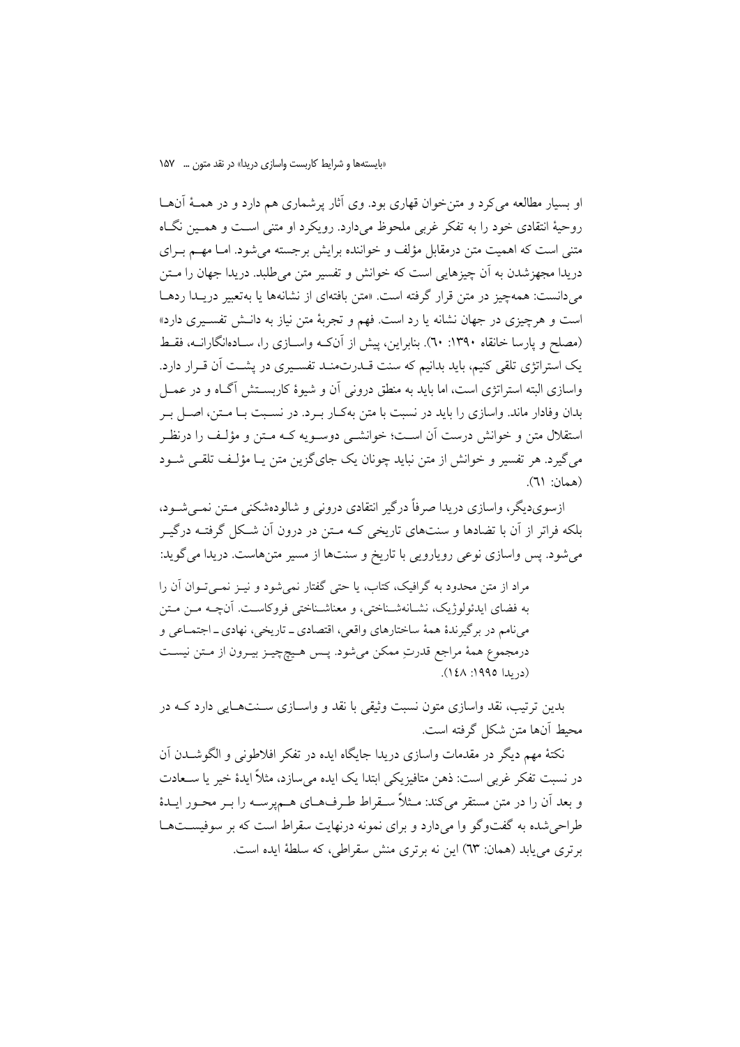او بسیار مطالعه می‌کرد و متن‌خوان قهاری بود. وی آثار پرشماری هم دارد و در همهٔ آن‌ها روحیهٔ انتقادی خود را به تفکر غربی ملحوظ می‌دارد. رویکرد او متنی است و همین نگاه متنی است که اهمیت متن درمقابل مؤلف و خواننده برایش برجسته می‌شود. اما مهم برای دریدا مجهزشدن به آن چیزهایی است که خوانش و تفسیر متن می‌طلبد. دریدا جهان را متن می‌دانست: همه‌چیز در متن قرار گرفته است. «متن بافته‌ای از نشانه‌ها یا به‌تعبیر دریدا ردها است و هرچیزی در جهان نشانه یا رد است. فهم و تجربهٔ متن نیاز به دانش تفسیری دارد» (مصلح و پارسا خانقاه ۱۳۹۰: ٦٠). بنابراین، پیش از آن‌که واسازی را، ساده‌انگارانه، فقط یک استراتژی تلقی کنیم، باید بدانیم که سنت قدرت‌مند تفسیری در پشت آن قرار دارد. واسازی البته استراتژی است، اما باید به منطق درونی آن و شیوهٔ کاربستش آگاه و در عمل بدان وفادار ماند. واسازی را باید در نسبت با متن به‌کار برد. در نسبت با متن، اصل بر استقلال متن و خوانش درست آن است؛ خوانشی دوسویه که متن و مؤلف را درنظر می‌گیرد. هر تفسیر و خوانش از متن نباید چونان یک جای‌گزین متن یا مؤلف تلقی شود (همان: ٦١).

ازسوی‌دیگر، واسازی دریدا صرفاً درگیر انتقادی درونی و شالوده‌شکنی متن نمی‌شود، بلکه فراتر از آن با تضادها و سنت‌های تاریخی که متن در درون آن شکل گرفته درگیر می‌شود. پس واسازی نوعی رویارویی با تاریخ و سنت‌ها از مسیر متن‌هاست. دریدا می‌گوید:

> مراد از متن محدود به گرافیک، کتاب، یا حتی گفتار نمی‌شود و نیز نمی‌توان آن را به فضای ایدئولوژیک، نشانه‌شناختی، و معناشناختی فروکاست. آن‌چه من متن می‌نامم در برگیرندهٔ همهٔ ساختارهای واقعی، اقتصادی ـ تاریخی، نهادی ـ اجتماعی و درمجموع همهٔ مراجع قدرتِ ممکن می‌شود. پس هیچ‌چیز بیرون از متن نیست (دریدا ۱۹۹۵: ۱٤۸).

بدین ترتیب، نقد واسازی متون نسبت وثیقی با نقد و واسازی سنت‌هایی دارد که در محیط آن‌ها متن شکل گرفته است.

نکتهٔ مهم دیگر در مقدمات واسازی دریدا جایگاه ایده در تفکر افلاطونی و الگوشدن آن در نسبت تفکر غربی است: ذهن متافیزیکی ابتدا یک ایده می‌سازد، مثلاً ایدهٔ خیر یا سعادت و بعد آن را در متن مستقر می‌کند: مثلاً سقراط طرف‌های هم‌پرسه را بر محور ایدهٔ طراحی‌شده به گفت‌وگو وا می‌دارد و برای نمونه درنهایت سقراط است که بر سوفیست‌ها برتری می‌یابد (همان: ٦٣) این نه برتری منش سقراطی، که سلطهٔ ایده است.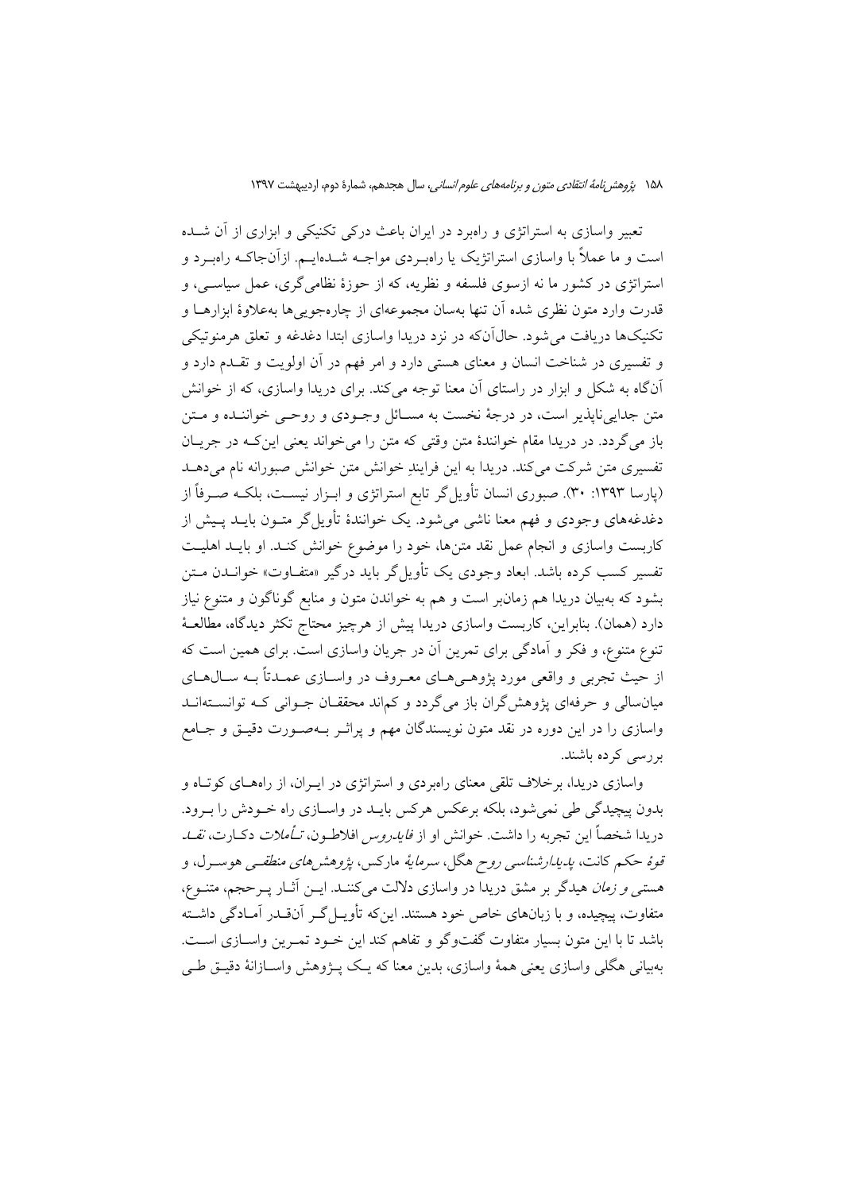تعبیر واسازی به استراتژی و راهبرد در ایران باعث درکی تکنیکی و ابزاری از آن شـده است و ما عملاً با واسازی استراتژیک یا راهبـردی مواجـه شـده‌ایـم. ازآن‌جاکـه راهبـرد و استراتژی در کشور ما نه ازسوی فلسفه و نظریه، که از حوزهٔ نظامی‌گری، عمل سیاسـی، و قدرت وارد متون نظری شده آن تنها به‌سان مجموعه‌ای از چاره‌جویی‌ها به‌علاوهٔ ابزارهـا و تکنیک‌ها دریافت می‌شود. حال‌آن‌که در نزد دریدا واسازی ابتدا دغدغه و تعلق هرمنوتیکی و تفسیری در شناخت انسان و معنای هستی دارد و امر فهم در آن اولویت و تقـدم دارد و آن‌گاه به شکل و ابزار در راستای آن معنا توجه می‌کند. برای دریدا واسازی، که از خوانش متن جدایی‌ناپذیر است، در درجهٔ نخست به مسـائل وجـودی و روحـی خواننـده و مـتن باز می‌گردد. در دریدا مقام خوانندهٔ متن وقتی که متن را می‌خواند یعنی این‌کـه در جریـان تفسیری متن شرکت می‌کند. دریدا به این فرایندِ خوانش متن خوانش صبورانه نام می‌دهـد (پارسا ۱۳۹۳: ۳۰). صبوری انسان تأویل‌گر تابع استراتژی و ابـزار نیسـت، بلکـه صـرفاً از دغدغه‌های وجودی و فهم معنا ناشی می‌شود. یک خوانندهٔ تأویل‌گر متـون بایـد پـیش از کاربست واسازی و انجام عمل نقد متن‌ها، خود را موضوع خوانش کنـد. او بایـد اهلیـت تفسیر کسب کرده باشد. ابعاد وجودی یک تأویل‌گر باید درگیر «متفـاوت» خوانـدن مـتن بشود که به‌بیان دریدا هم زمان‌بر است و هم به خواندن متون و منابع گوناگون و متنوع نیاز دارد (همان). بنابراین، کاربست واسازی دریدا پیش از هرچیز محتاج تکثر دیدگاه، مطالعـهٔ تنوع متنوع، و فکر و آمادگی برای تمرین آن در جریان واسازی است. برای همین است که از حیث تجربی و واقعی مورد پژوهـی‌هـای معـروف در واسـازی عمـدتاً بـه سـال‌هـای میان‌سالی و حرفه‌ای پژوهش‌گران باز می‌گردد و کم‌اند محققـان جـوانی کـه توانسـته‌انـد واسازی را در این دوره در نقد متون نویسندگان مهم و پراثـر بـه‌صـورت دقیـق و جـامع بررسی کرده باشند.

واسازی دریدا، برخلاف تلقی معنای راهبردی و استراتژی در ایـران، از راه‌هـای کوتـاه و بدون پیچیدگی طی نمی‌شود، بلکه برعکس هرکس بایـد در واسـازی راه خـودش را بـرود. دریدا شخصاً این تجربه را داشت. خوانش او از *فایدروس* افلاطـون، *تـأملات* دکـارت، *نقـد قوهٔ حکم* کانت، *پدیدارشناسی روح* هگل، *سرمایهٔ* مارکس، *پژوهش‌های منطقـی* هوسـرل، و *هستی و زمان* هیدگر بر مشق دریدا در واسازی دلالت می‌کننـد. ایـن آثـار پـرحجم، متنـوع، متفاوت، پیچیده، و با زبان‌های خاص خود هستند. این‌که تأویـل‌گـر آن‌قـدر آمـادگی داشـته باشد تا با این متون بسیار متفاوت گفت‌وگو و تفاهم کند این خـود تمـرین واسـازی اسـت. به‌بیانی هگلی واسازی یعنی همهٔ واسازی، بدین معنا که یـک پـژوهش واسـازانهٔ دقیـق طـی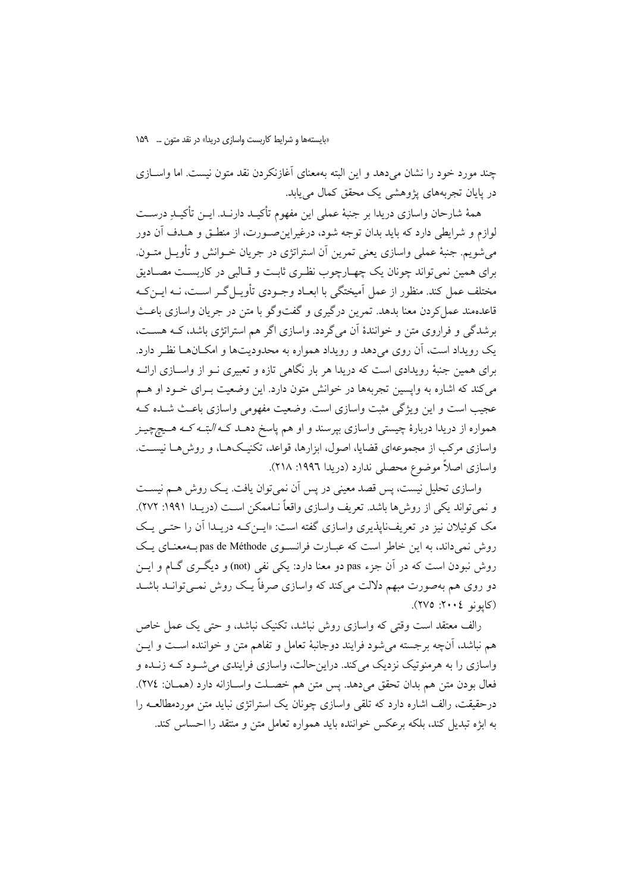چند مورد خود را نشان می‌دهد و این البته به‌معنای آغازنکردن نقد متون نیست. اما واسازی در پایان تجربه‌های پژوهشی یک محقق کمال می‌یابد.

همهٔ شارحان واسازی دریدا بر جنبهٔ عملی این مفهوم تأکید دارند. این تأکیدِ درست لوازم و شرایطی دارد که باید بدان توجه شود، درغیراین‌صورت، از منطق و هدف آن دور می‌شویم. جنبهٔ عملی واسازی یعنی تمرین آن استراتژی در جریان خوانش و تأویل متون. برای همین نمی‌تواند چونان یک چهارچوب نظری ثابت و قالبی در کاربست مصادیق مختلف عمل کند. منظور از عمل آمیختگی با ابعاد وجودی تأویل‌گر است، نه این‌که قاعده‌مند عمل‌کردن معنا بدهد. تمرین درگیری و گفت‌وگو با متن در جریان واسازی باعث برشدگی و فراروی متن و خوانندهٔ آن می‌گردد. واسازی اگر هم استراتژی باشد، که هست، یک رویداد است، آن روی می‌دهد و رویداد همواره به محدودیت‌ها و امکان‌ها نظر دارد. برای همین جنبهٔ رویدادی است که دریدا هر بار نگاهی تازه و تعبیری نو از واسازی ارائه می‌کند که اشاره به واپسین تجربه‌ها در خوانش متون دارد. این وضعیت برای خود او هم عجیب است و این ویژگی مثبت واسازی است. وضعیت مفهومی واسازی باعث شده که همواره از دریدا دربارهٔ چیستی واسازی بپرسند و او هم پاسخ دهد که *البته* که هیچ‌چیز واسازی مرکب از مجموعه‌ای قضایا، اصول، ابزارها، قواعد، تکنیک‌ها، و روش‌ها نیست. واسازی اصلاً موضوع محصلی ندارد (دریدا ۱۹۹۶: ۲۱۸).

واسازی تحلیل نیست، پس قصد معینی در پس آن نمی‌توان یافت. یک روش هم نیست و نمی‌تواند یکی از روش‌ها باشد. تعریف واسازی واقعاً ناممکن است (دریدا ۱۹۹۱: ۲۷۲). مک کوئیلان نیز در تعریف‌ناپذیری واسازی گفته است: «این‌که دریدا آن را حتی یک روش نمی‌داند، به این خاطر است که عبارت فرانسوی pas de Méthode به‌معنای یک روش نبودن است که در آن جزء pas دو معنا دارد: یکی نفی (not) و دیگری گام و این دو روی هم به‌صورت مبهم دلالت می‌کند که واسازی صرفاً یک روش نمی‌تواند باشد (کاپوتو ۲۰۰٤: ۲۷۵).

رالف معتقد است وقتی که واسازی روش نباشد، تکنیک نباشد، و حتی یک عمل خاص هم نباشد، آن‌چه برجسته می‌شود فرایند دوجانبهٔ تعامل و تفاهم متن و خواننده است و این واسازی را به هرمنوتیک نزدیک می‌کند. دراین‌حالت، واسازی فرایندی می‌شود که زنده و فعال بودن متن هم بدان تحقق می‌دهد. پس متن هم خصلت واسازانه دارد (همان: ۲۷٤). درحقیقت، رالف اشاره دارد که تلقی واسازی چونان یک استراتژی نباید متن موردمطالعه را به ابژه تبدیل کند، بلکه برعکس خواننده باید همواره تعامل متن و منتقد را احساس کند.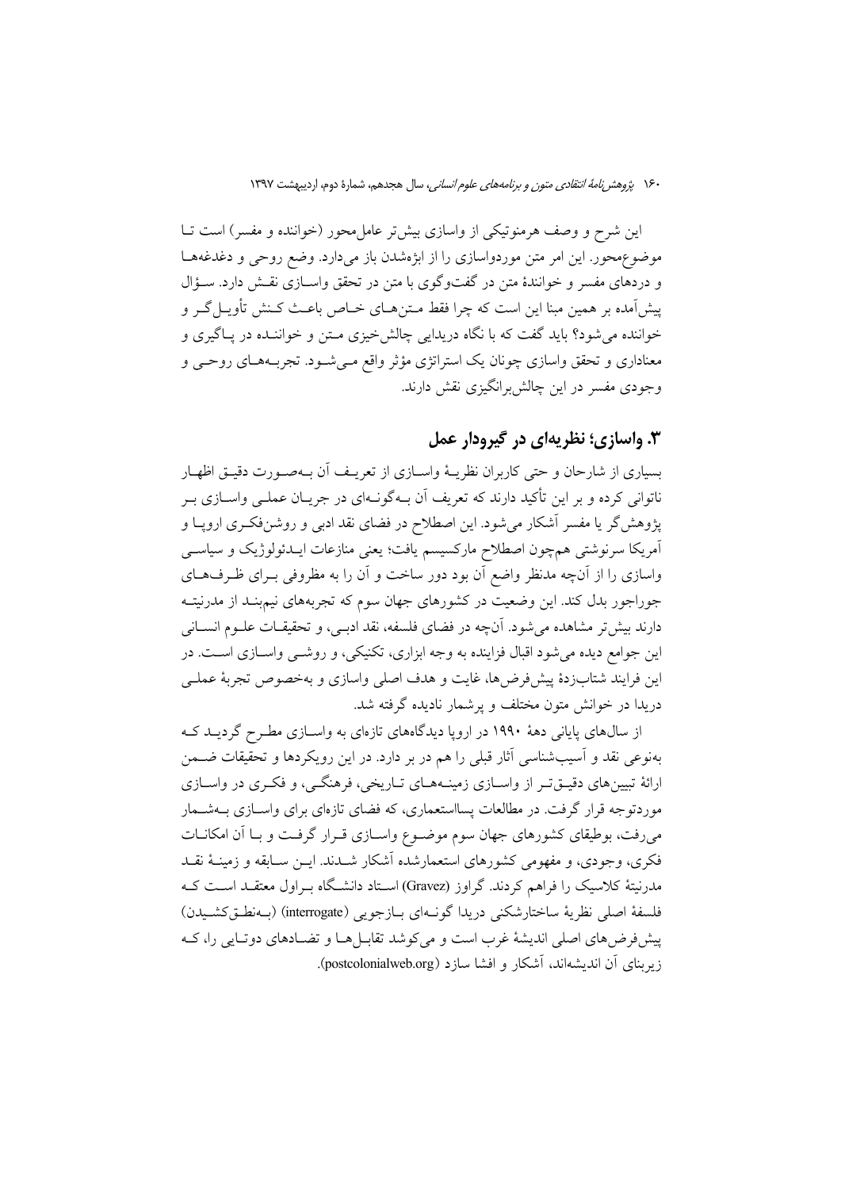این شرح و وصف هرمنوتیکی از واسازی بیش‌تر عامل‌محور (خواننده و مفسر) است تا موضوع‌محور. این امر متن موردواسازی را از ابژه‌شدن باز می‌دارد. وضع روحی و دغدغه‌ها و دردهای مفسر و خوانندهٔ متن در گفت‌وگوی با متن در تحقق واسازی نقش دارد. سؤال پیش‌آمده بر همین مبنا این است که چرا فقط متن‌های خاص باعث کنش تأویل‌گر و خواننده می‌شود؟ باید گفت که با نگاه دریدایی چالش‌خیزی متن و خواننده در پاگیری و معناداری و تحقق واسازی چونان یک استراتژی مؤثر واقع می‌شود. تجربه‌های روحی و وجودی مفسر در این چالش‌برانگیزی نقش دارند.

## ۳. واسازی؛ نظریه‌ای در گیرودار عمل

بسیاری از شارحان و حتی کاربران نظریهٔ واسازی از تعریف آن به‌صورت دقیق اظهار ناتوانی کرده و بر این تأکید دارند که تعریف آن به‌گونه‌ای در جریان عملی واسازی بر پژوهش‌گر یا مفسر آشکار می‌شود. این اصطلاح در فضای نقد ادبی و روشن‌فکری اروپا و آمریکا سرنوشتی هم‌چون اصطلاح مارکسیسم یافت؛ یعنی منازعات ایدئولوژیک و سیاسی واسازی را از آن‌چه مدنظر واضع آن بود دور ساخت و آن را به مظروفی برای ظرف‌های جوراجور بدل کند. این وضعیت در کشورهای جهان سوم که تجربه‌های نیم‌بند از مدرنیته دارند بیش‌تر مشاهده می‌شود. آن‌چه در فضای فلسفه، نقد ادبی، و تحقیقات علوم انسانی این جوامع دیده می‌شود اقبال فزاینده به وجه ابزاری، تکنیکی، و روشی واسازی است. در این فرایند شتاب‌زدهٔ پیش‌فرض‌ها، غایت و هدف اصلی واسازی و به‌خصوص تجربهٔ عملی دریدا در خوانش متون مختلف و پرشمار نادیده گرفته شد.

از سال‌های پایانی دههٔ ۱۹۹۰ در اروپا دیدگاه‌های تازه‌ای به واسازی مطرح گردید که به‌نوعی نقد و آسیب‌شناسی آثار قبلی را هم در بر دارد. در این رویکردها و تحقیقات ضمن ارائهٔ تبیین‌های دقیق‌تر از واسازی زمینه‌های تاریخی، فرهنگی، و فکری در واسازی موردتوجه قرار گرفت. در مطالعات پسااستعماری، که فضای تازه‌ای برای واسازی به‌شمار می‌رفت، بوطیقای کشورهای جهان سوم موضوع واسازی قرار گرفت و با آن امکانات فکری، وجودی، و مفهومی کشورهای استعمارشده آشکار شدند. این سابقه و زمینهٔ نقد مدرنیتهٔ کلاسیک را فراهم کردند. گراوز (Gravez) استاد دانشگاه براول معتقد است که فلسفهٔ اصلی نظریهٔ ساختارشکنی دریدا گونه‌ای بازجویی (interrogate) (به‌نطق‌کشیدن) پیش‌فرض‌های اصلی اندیشهٔ غرب است و می‌کوشد تقابل‌ها و تضادهای دوتایی را، که زیربنای آن اندیشه‌اند، آشکار و افشا سازد (postcolonialweb.org).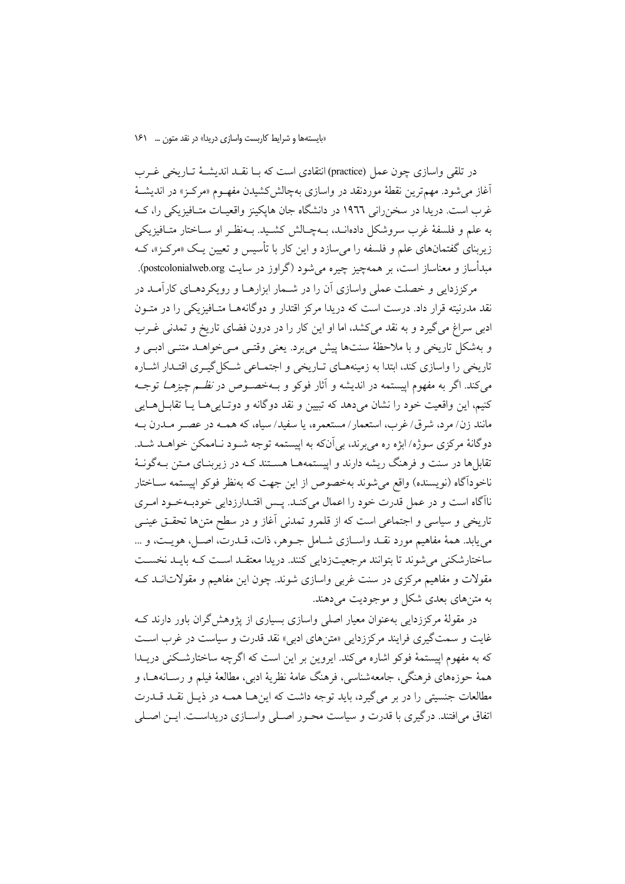در تلقی واسازی چون عمل (practice) انتقادی است که بـا نقـد اندیشـهٔ تـاریخی غـرب آغاز می‌شود. مهم‌ترین نقطهٔ موردنقد در واسازی به‌چالش‌کشیدن مفهـوم «مرکـز» در اندیشـهٔ غرب است. دریدا در سخن‌رانی ۱۹۶۶ در دانشگاه جان هاپکینز واقعیـات متـافیزیکی را، کـه به علم و فلسفهٔ غرب سروشکل داده‌انـد، بـه‌چـالش کشـید. بـه‌نظـر او سـاختار متـافیزیکی زیربنای گفتمان‌های علم و فلسفه را می‌سازد و این کار با تأسیس و تعیین یـک «مرکـز»، کـه مبدأساز و معناساز است، بر همه‌چیز چیره می‌شود (گراوز در سایت postcolonialweb.org).

مرکززدایی و خصلت عملی واسازی آن را در شـمار ابزارهـا و رویکردهـای کارآمـد در نقد مدرنیته قرار داد. درست است که دریدا مرکز اقتدار و دوگانه‌هـا متـافیزیکی را در متـون ادبی سراغ می‌گیرد و به نقد می‌کشد، اما او این کار را در درون فضای تاریخ و تمدنی غـرب و به‌شکل تاریخی و با ملاحظهٔ سنت‌ها پیش می‌برد. یعنی وقتـی مـی‌خواهـد متنـی ادبـی و تاریخی را واسازی کند، ابتدا به زمینه‌هـای تـاریخی و اجتمـاعی شـکل‌گیـری اقتـدار اشـاره می‌کند. اگر به مفهوم اپیستمه در اندیشه و آثار فوکو و بـه‌خصـوص در *نظـم چیزهـا* توجـه کنیم، این واقعیت خود را نشان می‌دهد که تبیین و نقد دوگانه و دوتـایی‌هـا یـا تقابـل‌هـایی مانند زن/ مرد، شرق/ غرب، استعمار/ مستعمره، یا سفید/ سیاه، که همـه در عصـر مـدرن بـه دوگانهٔ مرکزی سوژه/ ابژه ره می‌برند، بی‌آن‌که به اپیستمه توجه شـود نـاممکن خواهـد شـد. تقابل‌ها در سنت و فرهنگ ریشه دارند و اپیستمه‌هـا هسـتند کـه در زیربنـای مـتن بـه‌گونـهٔ ناخودآگاه (نویسنده) واقع می‌شوند به‌خصوص از این جهت که به‌نظر فوکو اپیستمه سـاختار ناآگاه است و در عمل قدرت خود را اعمال می‌کنـد. پـس اقتـدارزدایی خودبـه‌خـود امـری تاریخی و سیاسی و اجتماعی است که از قلمرو تمدنی آغاز و در سطح متن‌ها تحقـق عینـی می‌یابد. همهٔ مفاهیم مورد نقـد واسـازی شـامل جـوهر، ذات، قـدرت، اصـل، هویـت، و ... ساختارشکنی می‌شوند تا بتوانند مرجعیت‌زدایی کنند. دریدا معتقـد اسـت کـه بایـد نخسـت مقولات و مفاهیم مرکزی در سنت غربی واسازی شوند. چون این مفاهیم و مقولات‌انـد کـه به متن‌های بعدی شکل و موجودیت می‌دهند.

در مقولهٔ مرکززدایی به‌عنوان معیار اصلی واسازی بسیاری از پژوهش‌گران باور دارند کـه غایت و سمت‌گیری فرایند مرکززدایی «متن‌های ادبی» نقد قدرت و سیاست در غرب اسـت که به مفهوم اپیستمهٔ فوکو اشاره می‌کند. ایروین بر این است که اگرچه ساختارشـکنی دریـدا همهٔ حوزه‌های فرهنگی، جامعه‌شناسی، فرهنگ عامهٔ نظریهٔ ادبی، مطالعهٔ فیلم و رسـانه‌هـا، و مطالعات جنسیتی را در بر می‌گیرد، باید توجه داشت که این‌هـا همـه در ذیـل نقـد قـدرت اتفاق می‌افتند. درگیری با قدرت و سیاست محـور اصـلی واسـازی دریداسـت. ایـن اصـلی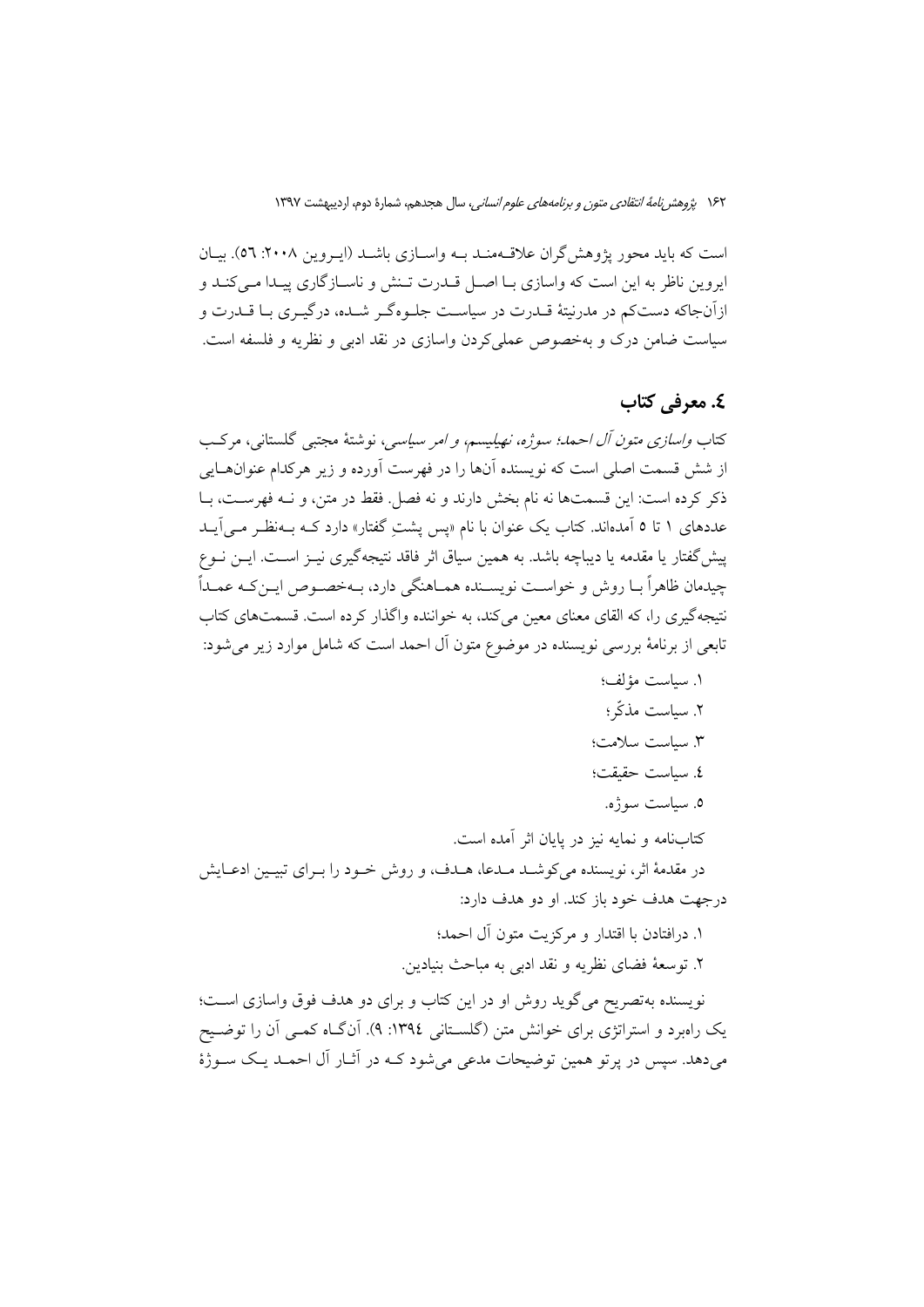است که باید محور پژوهش‌گران علاقه‌مند به واسازی باشد (ایروین ۲۰۰۸: ٥٦). بیان ایروین ناظر به این است که واسازی با اصل قدرت تنش و ناسازگاری پیدا می‌کند و ازآن‌جاکه دست‌کم در مدرنیتهٔ قدرت در سیاست جلوه‌گر شده، درگیری با قدرت و سیاست ضامن درک و به‌خصوص عملی‌کردن واسازی در نقد ادبی و نظریه و فلسفه است.

## ٤. معرفی کتاب

کتاب *واسازی متون آل احمد؛ سوژه، نهیلیسم، و امر سیاسی*، نوشتهٔ مجتبی گلستانی، مرکب از شش قسمت اصلی است که نویسنده آن‌ها را در فهرست آورده و زیر هرکدام عنوان‌هایی ذکر کرده است: این قسمت‌ها نه نام بخش دارند و نه فصل. فقط در متن، و نه فهرست، با عددهای ۱ تا ۵ آمده‌اند. کتاب یک عنوان با نام «پس پشتِ گفتار» دارد که به‌نظر می‌آید پیش‌گفتار یا مقدمه یا دیباچه باشد. به همین سیاق اثر فاقد نتیجه‌گیری نیز است. این نوع چیدمان ظاهراً با روش و خواست نویسنده هماهنگی دارد، به‌خصوص این‌که عمداً نتیجه‌گیری را، که القای معنای معین می‌کند، به خواننده واگذار کرده است. قسمت‌های کتاب تابعی از برنامهٔ بررسی نویسنده در موضوع متون آل احمد است که شامل موارد زیر می‌شود:

۱. سیاست مؤلف؛
۲. سیاست مذکّر؛
۳. سیاست سلامت؛
٤. سیاست حقیقت؛
٥. سیاست سوژه.

کتاب‌نامه و نمایه نیز در پایان اثر آمده است.

در مقدمهٔ اثر، نویسنده می‌کوشد مدعا، هدف، و روش خود را برای تبیین ادعایش درجهت هدف خود باز کند. او دو هدف دارد:

۱. درافتادن با اقتدار و مرکزیت متون آل احمد؛
۲. توسعهٔ فضای نظریه و نقد ادبی به مباحث بنیادین.

نویسنده به‌تصریح می‌گوید روش او در این کتاب و برای دو هدف فوق واسازی است؛ یک راهبرد و استراتژی برای خوانش متن (گلستانی ۱۳۹٤: ۹). آن‌گاه کمی آن را توضیح می‌دهد. سپس در پرتو همین توضیحات مدعی می‌شود که در آثار آل احمد یک سوژهٔ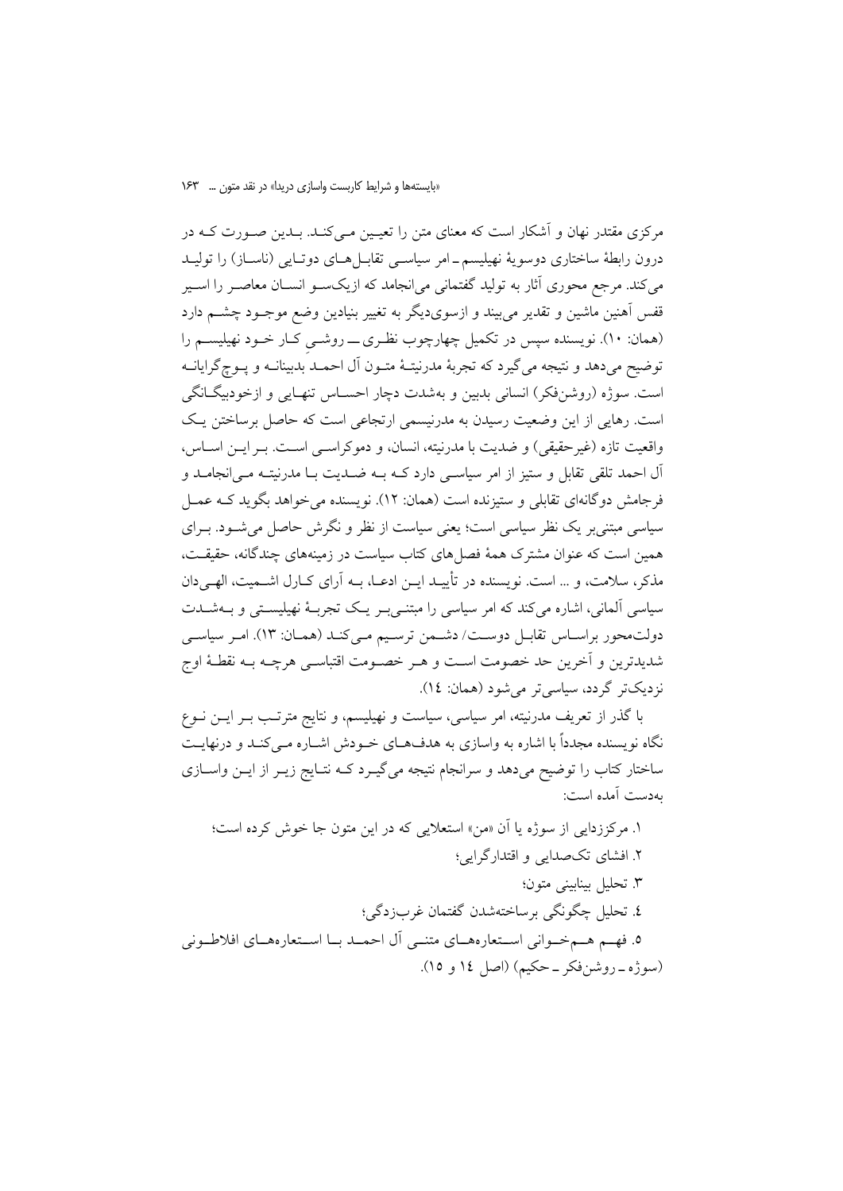مرکزی مقتدر نهان و آشکار است که معنای متن را تعیین می‌کند. بدین صورت که در درون رابطهٔ ساختاری دوسویهٔ نهیلیسم ـ امر سیاسی تقابل‌های دوتایی (ناساز) را تولید می‌کند. مرجع محوری آثار به تولید گفتمانی می‌انجامد که ازیک‌سو انسان معاصر را اسیر قفس آهنین ماشین و تقدیر می‌بیند و ازسوی‌دیگر به تغییر بنیادین وضع موجود چشم دارد (همان: ۱۰). نویسنده سپس در تکمیل چهارچوب نظری ـــ روشیِ کار خود نهیلیسم را توضیح می‌دهد و نتیجه می‌گیرد که تجربهٔ مدرنیتهٔ متون آل احمد بدبینانه و پوچ‌گرایانه است. سوژه (روشن‌فکر) انسانی بدبین و به‌شدت دچار احساس تنهایی و ازخودبیگانگی است. رهایی از این وضعیت رسیدن به مدرنیسمی ارتجاعی است که حاصل برساختن یک واقعیت تازه (غیرحقیقی) و ضدیت با مدرنیته، انسان، و دموکراسی است. بر این اساس، آل احمد تلقی تقابل و ستیز از امر سیاسی دارد که به ضدیت با مدرنیته می‌انجامد و فرجامش دوگانه‌ای تقابلی و ستیزنده است (همان: ۱۲). نویسنده می‌خواهد بگوید که عمل سیاسی مبتنی‌بر یک نظر سیاسی است؛ یعنی سیاست از نظر و نگرش حاصل می‌شود. برای همین است که عنوان مشترک همهٔ فصل‌های کتاب سیاست در زمینه‌های چندگانه، حقیقت، مذکر، سلامت، و ... است. نویسنده در تأیید این ادعا، به آرای کارل اشمیت، الهی‌دان سیاسی آلمانی، اشاره می‌کند که امر سیاسی را مبتنی‌بر یک تجربهٔ نهیلیستی و به‌شدت دولت‌محور براساس تقابل دوست/ دشمن ترسیم می‌کند (همان: ۱۳). امر سیاسی شدیدترین و آخرین حد خصومت است و هر خصومت اقتباسی هرچه به نقطهٔ اوج نزدیک‌تر گردد، سیاسی‌تر می‌شود (همان: ۱٤).

با گذر از تعریف مدرنیته، امر سیاسی، سیاست و نهیلیسم، و نتایج مترتب بر این نوع نگاه نویسنده مجدداً با اشاره به واسازی به هدف‌های خودش اشاره می‌کند و درنهایت ساختار کتاب را توضیح می‌دهد و سرانجام نتیجه می‌گیرد که نتایج زیر از این واسازی به‌دست آمده است:

۱. مرکززدایی از سوژه یا آن «من» استعلایی که در این متون جا خوش کرده است؛
۲. افشای تک‌صدایی و اقتدارگرایی؛
۳. تحلیل بینابینی متون؛
٤. تحلیل چگونگی برساخته‌شدن گفتمان غرب‌زدگی؛
۵. فهم هم‌خوانی استعاره‌های متنی آل احمد با استعاره‌های افلاطونی (سوژه ـ روشن‌فکر ـ حکیم) (اصل ۱٤ و ۱۵).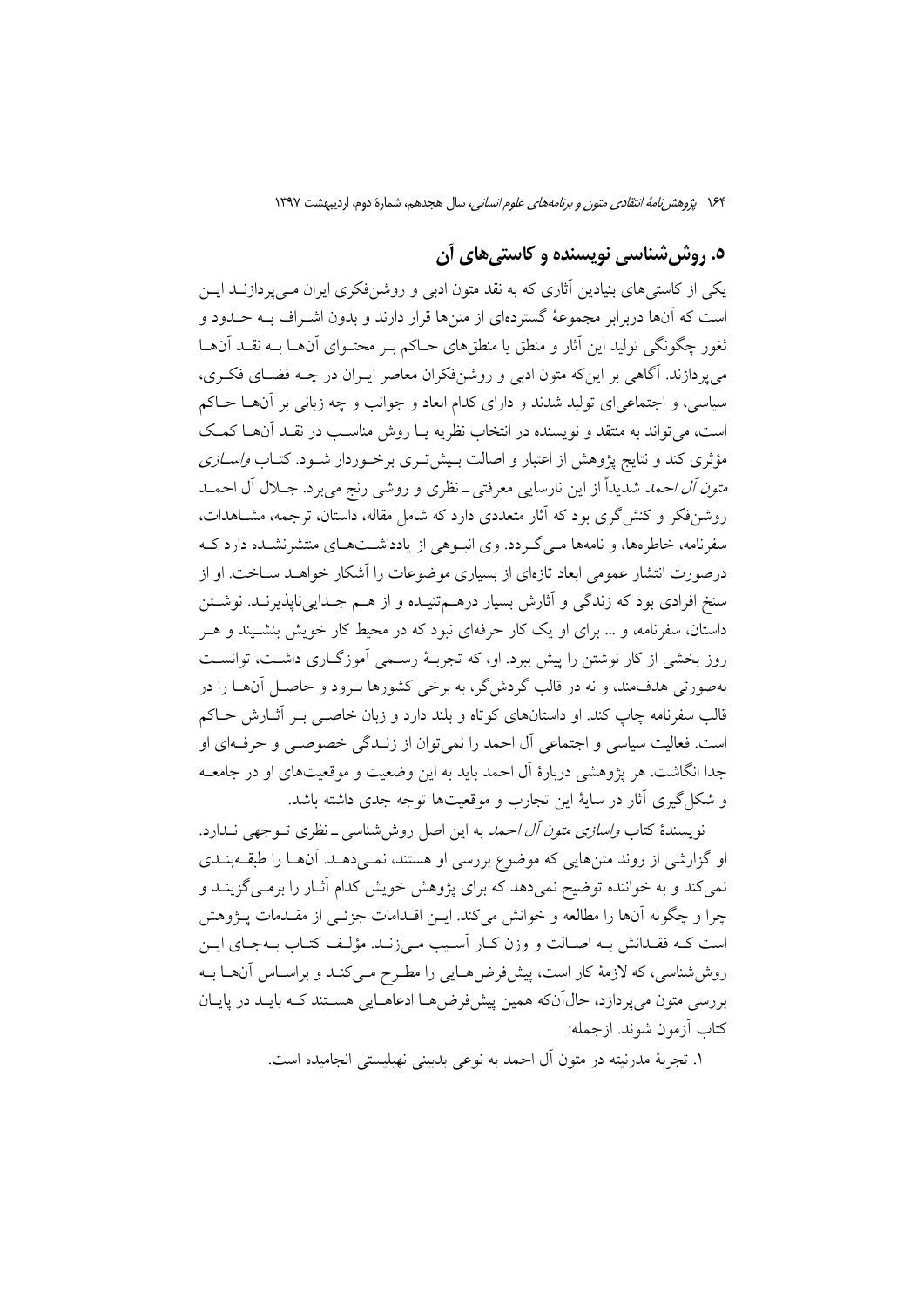## ۵. روش‌شناسی نویسنده و کاستی‌های آن

یکی از کاستی‌های بنیادین آثاری که به نقد متون ادبی و روشن‌فکری ایران می‌پردازند این است که آن‌ها دربرابر مجموعهٔ گسترده‌ای از متن‌ها قرار دارند و بدون اشراف به حدود و ثغور چگونگی تولید این آثار و منطق یا منطق‌های حاکم بر محتوای آن‌ها به نقد آن‌ها می‌پردازند. آگاهی بر این‌که متون ادبی و روشن‌فکران معاصر ایران در چه فضای فکری، سیاسی، و اجتماعی‌ای تولید شدند و دارای کدام ابعاد و جوانب و چه زبانی بر آن‌ها حاکم است، می‌تواند به منتقد و نویسنده در انتخاب نظریه یا روش مناسب در نقد آن‌ها کمک مؤثری کند و نتایج پژوهش از اعتبار و اصالت بیش‌تری برخوردار شود. کتاب *واسازی متون آل احمد* شدیداً از این نارسایی معرفتی ـ نظری و روشی رنج می‌برد. جلال آل احمد روشن‌فکر و کنش‌گری بود که آثار متعددی دارد که شامل مقاله، داستان، ترجمه، مشاهدات، سفرنامه، خاطره‌ها، و نامه‌ها می‌گردد. وی انبوهی از یادداشت‌های منتشرنشده دارد که درصورت انتشار عمومی ابعاد تازه‌ای از بسیاری موضوعات را آشکار خواهد ساخت. او از سنخ افرادی بود که زندگی و آثارش بسیار درهم‌تنیده و از هم جدایی‌ناپذیرند. نوشتن داستان، سفرنامه، و ... برای او یک کار حرفه‌ای نبود که در محیط کار خویش بنشیند و هر روز بخشی از کار نوشتن را پیش ببرد. او، که تجربهٔ رسمی آموزگاری داشت، توانست به‌صورتی هدف‌مند، و نه در قالب گردش‌گر، به برخی کشورها برود و حاصل آن‌ها را در قالب سفرنامه چاپ کند. او داستان‌های کوتاه و بلند دارد و زبان خاصی بر آثارش حاکم است. فعالیت سیاسی و اجتماعی آل احمد را نمی‌توان از زندگی خصوصی و حرفه‌ای او جدا انگاشت. هر پژوهشی دربارهٔ آل احمد باید به این وضعیت و موقعیت‌های او در جامعه و شکل‌گیری آثار در سایهٔ این تجارب و موقعیت‌ها توجه جدی داشته باشد.

نویسندهٔ کتاب *واسازی متون آل احمد* به این اصل روش‌شناسی ـ نظری توجهی ندارد. او گزارشی از روند متن‌هایی که موضوع بررسی او هستند، نمی‌دهد. آن‌ها را طبقه‌بندی نمی‌کند و به خواننده توضیح نمی‌دهد که برای پژوهش خویش کدام آثار را برمی‌گزیند و چرا و چگونه آن‌ها را مطالعه و خوانش می‌کند. این اقدامات جزئی از مقدمات پژوهش است که فقدانش به اصالت و وزن کار آسیب می‌زند. مؤلف کتاب به‌جای این روش‌شناسی، که لازمهٔ کار است، پیش‌فرض‌هایی را مطرح می‌کند و براساس آن‌ها به بررسی متون می‌پردازد، حال‌آن‌که همین پیش‌فرض‌ها ادعاهایی هستند که باید در پایان کتاب آزمون شوند. ازجمله:

۱. تجربهٔ مدرنیته در متون آل احمد به نوعی بدبینی نهیلیستی انجامیده است.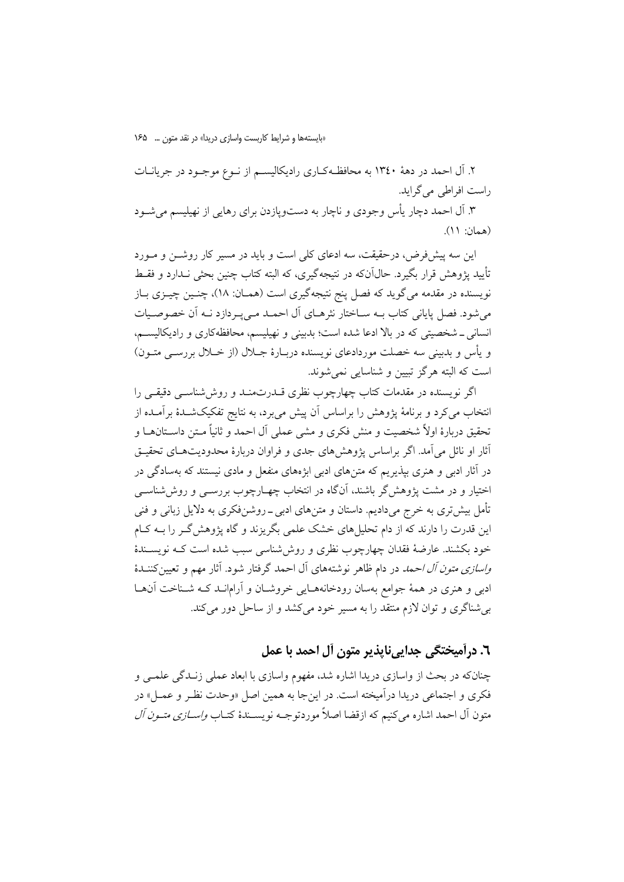۲. آل احمد در دهۀ ۱۳٤۰ به محافظه‌کاری رادیکالیسم از نوع موجود در جریانات راست افراطی می‌گراید.

۳. آل احمد دچار یأس وجودی و ناچار به دست‌وپازدن برای رهایی از نهیلیسم می‌شود (همان: ۱۱).

این سه پیش‌فرض، درحقیقت، سه ادعای کلی است و باید در مسیر کار روشن و مورد تأیید پژوهش قرار بگیرد. حال‌آن‌که در نتیجه‌گیری، که البته کتاب چنین بحثی ندارد و فقط نویسنده در مقدمه می‌گوید که فصل پنج نتیجه‌گیری است (همان: ۱۸)، چنین چیزی باز می‌شود. فصل پایانی کتاب به ساختار نثرهای آل احمد می‌پردازد نه آن خصوصیات انسانی ـ شخصیتی که در بالا ادعا شده است؛ بدبینی و نهیلیسم، محافظه‌کاری و رادیکالیسم، و یأس و بدبینی سه خصلت موردادعای نویسنده دربارۀ جلال (از خلال بررسی متون) است که البته هرگز تبیین و شناسایی نمی‌شوند.

اگر نویسنده در مقدمات کتاب چهارچوب نظری قدرتمند و روش‌شناسی دقیقی را انتخاب می‌کرد و برنامۀ پژوهش را براساس آن پیش می‌برد، به نتایج تفکیک‌شدۀ برآمده از تحقیق دربارۀ اولاً شخصیت و منش فکری و مشی عملی آل احمد و ثانیاً متن داستان‌ها و آثار او نائل می‌آمد. اگر براساس پژوهش‌های جدی و فراوان دربارۀ محدودیت‌های تحقیق در آثار ادبی و هنری بپذیریم که متن‌های ادبی ابژه‌های منفعل و مادی نیستند که به‌سادگی در اختیار و در مشت پژوهش‌گر باشند، آن‌گاه در انتخاب چهارچوب بررسی و روش‌شناسی تأمل بیش‌تری به خرج می‌دادیم. داستان و متن‌های ادبی ـ روشن‌فکری به دلایل زبانی و فنی این قدرت را دارند که از دام تحلیل‌های خشک علمی بگریزند و گاه پژوهش‌گر را به کام خود بکشند. عارضۀ فقدان چهارچوب نظری و روش‌شناسی سبب شده است که نویسندۀ *واسازی متون آل احمد* در دام ظاهر نوشته‌های آل احمد گرفتار شود. آثار مهم و تعیین‌کنندۀ ادبی و هنری در همۀ جوامع به‌سان رودخانه‌هایی خروشان و آرام‌اند که شناخت آن‌ها بی‌شناگری و توان لازم منتقد را به مسیر خود می‌کشد و از ساحل دور می‌کند.

## ٦. درآمیختگی جدایی‌ناپذیر متون آل احمد با عمل

چنان‌که در بحث از واسازی دریدا اشاره شد، مفهوم واسازی با ابعاد عملی زندگی علمی و فکری و اجتماعی دریدا درآمیخته است. در این‌جا به همین اصل «وحدت نظر و عمل» در متون آل احمد اشاره می‌کنیم که ازقضا اصلاً موردتوجه نویسندۀ کتاب *واسازی متون آل*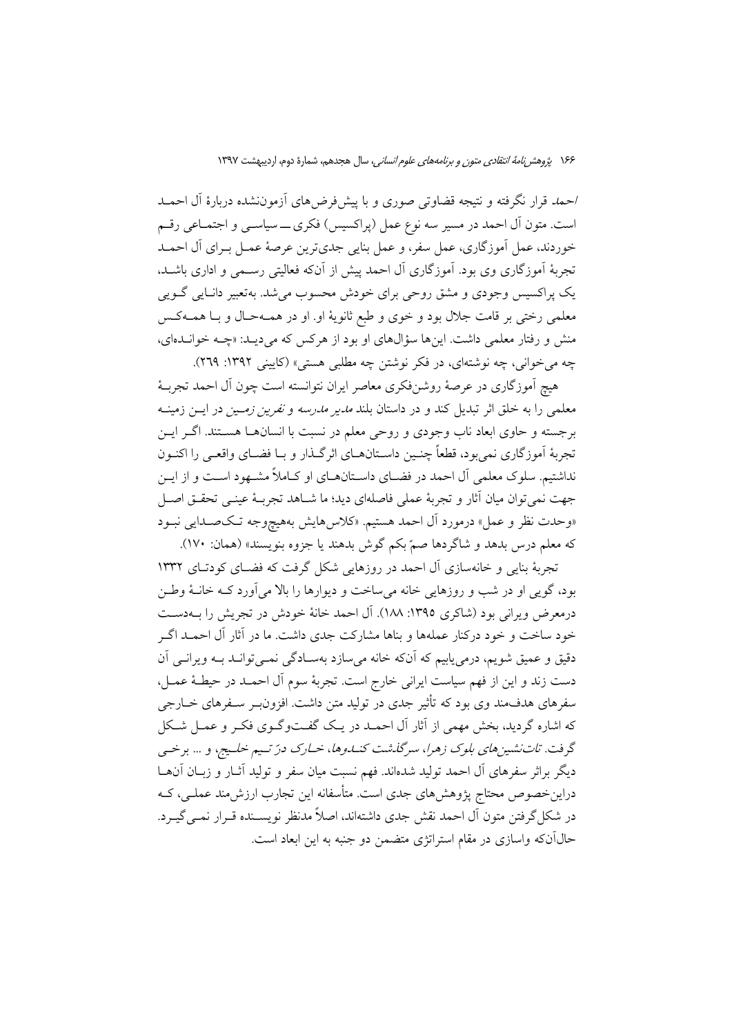*احمد* قرار نگرفته و نتیجه قضاوتی صوری و با پیش‌فرض‌های آزمون‌نشده دربارهٔ آل احمد است. متون آل احمد در مسیر سه نوع عمل (پراکسیس) فکری ــ سیاسی و اجتماعی رقم خوردند، عمل آموزگاری، عمل سفر، و عمل بنایی جدی‌ترین عرصهٔ عمل برای آل احمد تجربهٔ آموزگاری وی بود. آموزگاری آل احمد پیش از آن‌که فعالیتی رسمی و اداری باشد، یک پراکسیس وجودی و مشق روحی برای خودش محسوب می‌شد. به‌تعبیر دانایی گویی معلمی رختی بر قامت جلال بود و خوی و طبع ثانویهٔ او. او در همه‌حال و با همه‌کس منش و رفتار معلمی داشت. این‌ها سؤال‌های او بود از هرکس که می‌دید: «چه خوانده‌ای، چه می‌خوانی، چه نوشته‌ای، در فکر نوشتن چه مطلبی هستی» (کایینی ۱۳۹۲: ۲۶۹).

هیچ آموزگاری در عرصهٔ روشن‌فکری معاصر ایران نتوانسته است چون آل احمد تجربهٔ معلمی را به خلق اثر تبدیل کند و در داستان بلند *مدیر مدرسه* و *نفرین زمین* در این زمینه برجسته و حاوی ابعاد ناب وجودی و روحی معلم در نسبت با انسان‌ها هستند. اگر این تجربهٔ آموزگاری نمی‌بود، قطعاً چنین داستان‌های اثرگذار و با فضای واقعی را اکنون نداشتیم. سلوک معلمی آل احمد در فضای داستان‌های او کاملاً مشهود است و از این جهت نمی‌توان میان آثار و تجربهٔ عملی فاصله‌ای دید؛ ما شاهد تجربهٔ عینی تحقق اصل «وحدت نظر و عمل» درمورد آل احمد هستیم. «کلاس‌هایش به‌هیچ‌وجه تک‌صدایی نبود که معلم درس بدهد و شاگردها صمّ بکم گوش بدهند یا جزوه بنویسند» (همان: ۱۷۰).

تجربهٔ بنایی و خانه‌سازی آل احمد در روزهایی شکل گرفت که فضای کودتای ۱۳۳۲ بود، گویی او در شب و روزهایی خانه می‌ساخت و دیوارها را بالا می‌آورد که خانهٔ وطن درمعرض ویرانی بود (شاکری ۱۳۹۵: ۱۸۸). آل احمد خانهٔ خودش در تجریش را به‌دست خود ساخت و خود درکنار عمله‌ها و بناها مشارکت جدی داشت. ما در آثار آل احمد اگر دقیق و عمیق شویم، درمی‌یابیم که آن‌که خانه می‌سازد به‌سادگی نمی‌تواند به ویرانی آن دست زند و این از فهم سیاست ایرانی خارج است. تجربهٔ سوم آل احمد در حیطهٔ عمل، سفرهای هدف‌مند وی بود که تأثیر جدی در تولید متن داشت. افزون‌بر سفرهای خارجی که اشاره گردید، بخش مهمی از آثار آل احمد در یک گفت‌وگوی فکر و عمل شکل گرفت. *تات‌نشین‌های بلوک زهرا*، *سرگذشت کندوها*، *خارک درّ یتیم خلیج*، و ... برخی دیگر براثر سفرهای آل احمد تولید شده‌اند. فهم نسبت میان سفر و تولید آثار و زبان آن‌ها دراین‌خصوص محتاج پژوهش‌های جدی است. متأسفانه این تجارب ارزش‌مند عملی، که در شکل‌گرفتن متون آل احمد نقش جدی داشته‌اند، اصلاً مدنظر نویسنده قرار نمی‌گیرد. حال‌آن‌که واسازی در مقام استراتژی متضمن دو جنبه به این ابعاد است.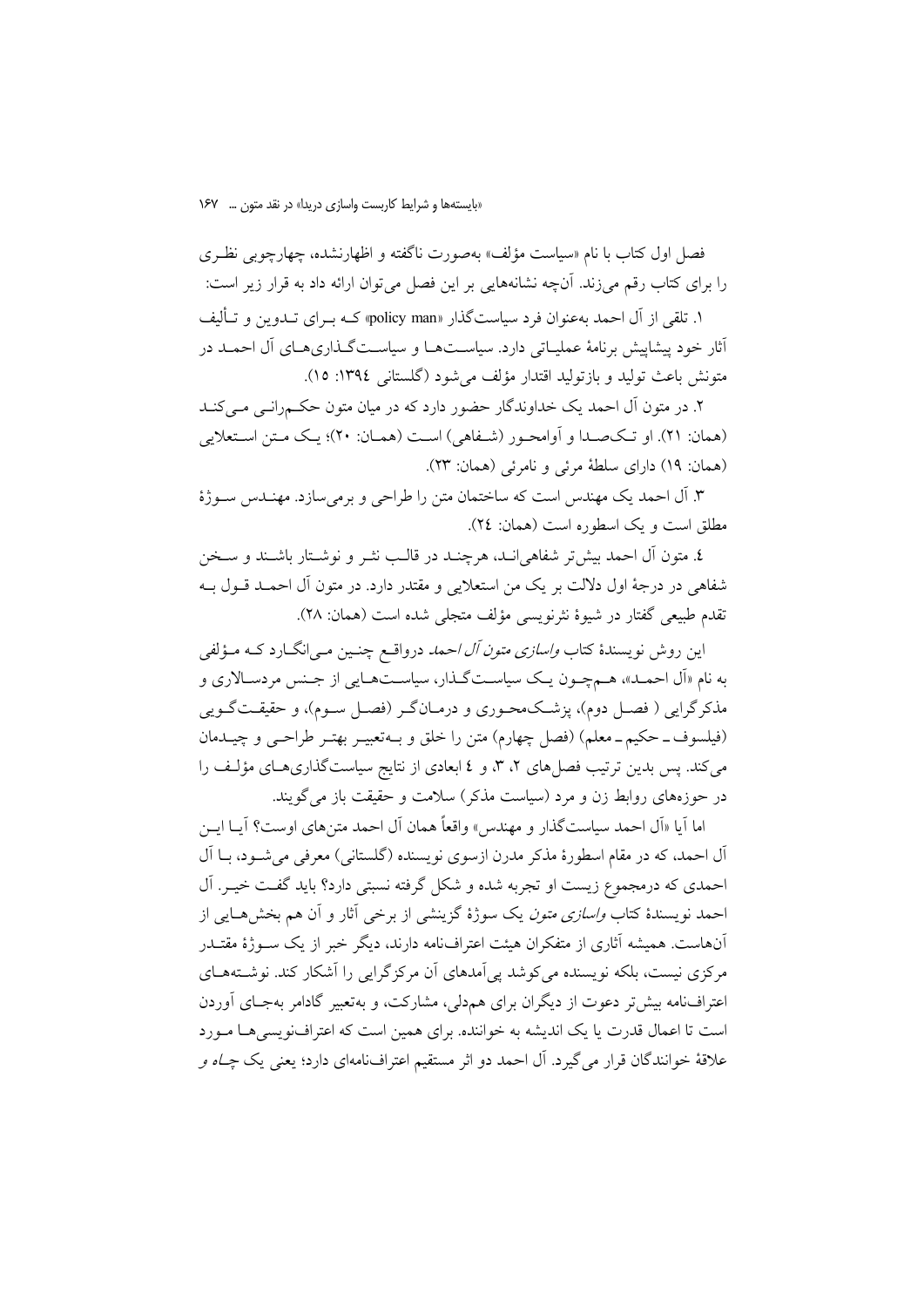فصل اول کتاب با نام «سیاست مؤلف» به‌صورت ناگفته و اظهارنشده، چهارچوبی نظری را برای کتاب رقم می‌زند. آن‌چه نشانه‌هایی بر این فصل می‌توان ارائه داد به قرار زیر است:

۱. تلقی از آل احمد به‌عنوان فرد سیاست‌گذار «policy man» که برای تدوین و تألیف آثار خود پیشاپیش برنامهٔ عملیاتی دارد. سیاست‌ها و سیاست‌گذاری‌های آل احمد در متونش باعث تولید و بازتولید اقتدار مؤلف می‌شود (گلستانی ۱۳۹٤: ۱۵).

۲. در متون آل احمد یک خداوندگار حضور دارد که در میان متون حکمرانی می‌کند (همان: ۲۱). او تک‌صدا و آوامحور (شفاهی) است (همان: ۲۰)؛ یک متن استعلایی (همان: ۱۹) دارای سلطهٔ مرئی و نامرئی (همان: ۲۳).

۳. آل احمد یک مهندس است که ساختمان متن را طراحی و برمی‌سازد. مهندس سوژهٔ مطلق است و یک اسطوره است (همان: ۲٤).

٤. متون آل احمد بیش‌تر شفاهی‌اند، هرچند در قالب نثر و نوشتار باشند و سخن شفاهی در درجهٔ اول دلالت بر یک من استعلایی و مقتدر دارد. در متون آل احمد قول به تقدم طبیعی گفتار در شیوهٔ نثرنویسی مؤلف متجلی شده است (همان: ۲۸).

این روش نویسندهٔ کتاب *واسازی متون آل احمد* درواقع چنین می‌انگارد که مؤلفی به نام «آل احمد»، هم‌چون یک سیاست‌گذار، سیاست‌هایی از جنس مردسالاری و مذکرگرایی ( فصل دوم)، پزشک‌محوری و درمان‌گر (فصل سوم)، و حقیقت‌گویی (فیلسوف ـ حکیم ـ معلم) (فصل چهارم) متن را خلق و به‌تعبیر بهتر طراحی و چیدمان می‌کند. پس بدین ترتیب فصل‌های ۲، ۳، و ٤ ابعادی از نتایج سیاست‌گذاری‌های مؤلف را در حوزه‌های روابط زن و مرد (سیاست مذکر) سلامت و حقیقت باز می‌گویند.

اما آیا «آل احمد سیاست‌گذار و مهندس» واقعاً همان آل احمد متن‌های اوست؟ آیا این آل احمد، که در مقام اسطورهٔ مذکر مدرن ازسوی نویسنده (گلستانی) معرفی می‌شود، با آل احمدی که درمجموع زیست او تجربه شده و شکل گرفته نسبتی دارد؟ باید گفت خیر. آل احمد نویسندهٔ کتاب *واسازی متون* یک سوژهٔ گزینشی از برخی آثار و آن هم بخش‌هایی از آن‌هاست. همیشه آثاری از متفکران هیئت اعتراف‌نامه دارند، دیگر خبر از یک سوژهٔ مقتدر مرکزی نیست، بلکه نویسنده می‌کوشد پی‌آمدهای آن مرکزگرایی را آشکار کند. نوشته‌های اعتراف‌نامه بیش‌تر دعوت از دیگران برای هم‌دلی، مشارکت، و به‌تعبیر گادامر به‌جای آوردن است تا اعمال قدرت یا یک اندیشه به خواننده. برای همین است که اعتراف‌نویسی‌ها مورد علاقهٔ خوانندگان قرار می‌گیرد. آل احمد دو اثر مستقیم اعتراف‌نامه‌ای دارد؛ یعنی یک *چاه و*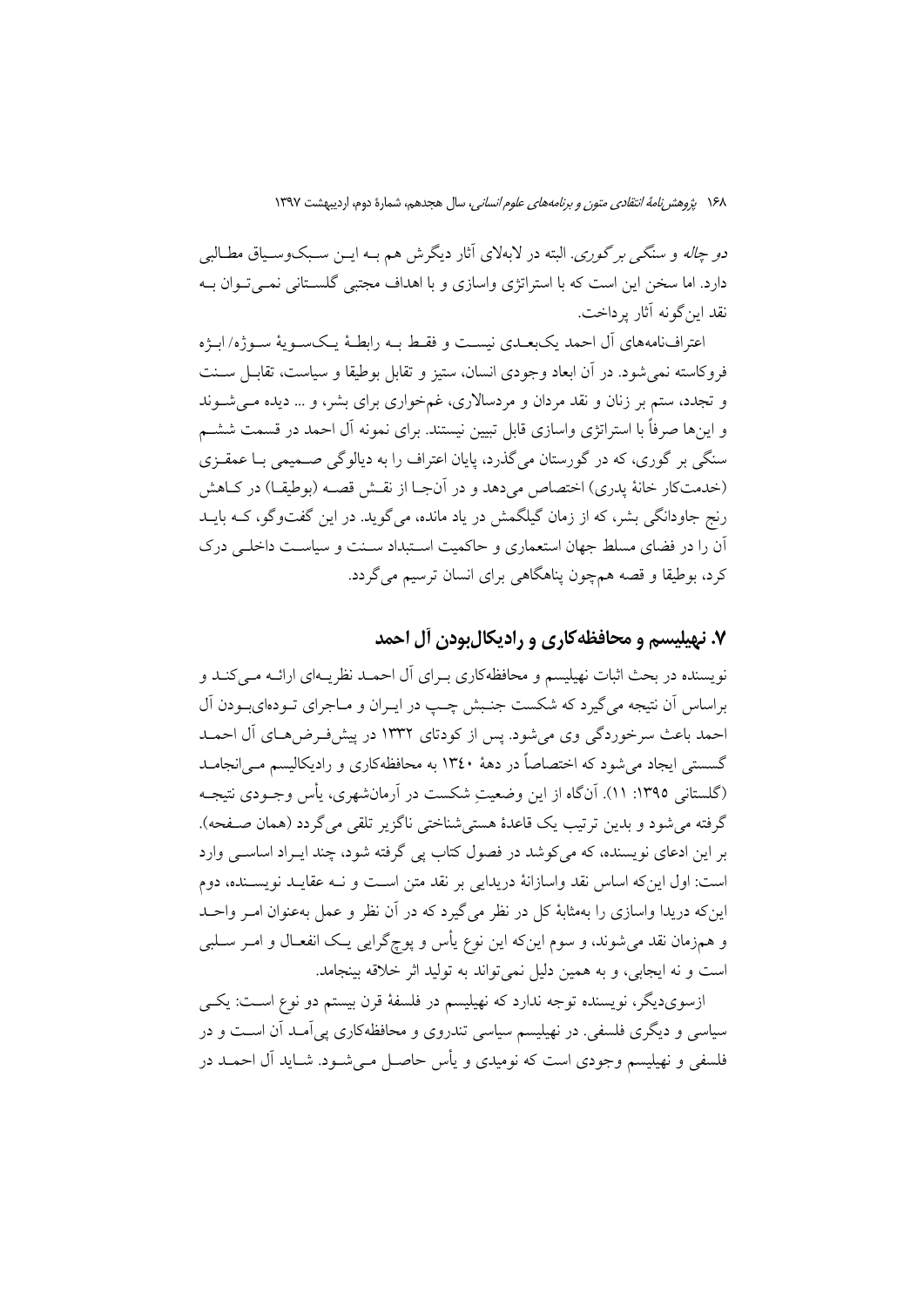*دو چاله* و *سنگی بر گوری*. البته در لابه‌لای آثار دیگرش هم بـه ایـن سبک‌وسیاق مطالبی دارد. اما سخن این است که با استراتژی واسازی و با اهداف مجتبی گلستانی نمی‌توان بـه نقد این‌گونه آثار پرداخت.

اعتراف‌نامه‌های آل احمد یک‌بعدی نیست و فقط بـه رابطهٔ یک‌سویهٔ سوژه/ ابژه فروکاسته نمی‌شود. در آن ابعاد وجودی انسان، ستیز و تقابل بوطیقا و سیاست، تقابل سنت و تجدد، ستم بر زنان و نقد مردان و مردسالاری، غم‌خواری برای بشر، و ... دیده می‌شوند و این‌ها صرفاً با استراتژی واسازی قابل تبیین نیستند. برای نمونه آل احمد در قسمت ششم سنگی بر گوری، که در گورستان می‌گذرد، پایان اعتراف را به دیالوگی صمیمی بـا عمقـزی (خدمت‌کار خانهٔ پدری) اختصاص می‌دهد و در آن‌جـا از نقـش قصـه (بوطیقـا) در کـاهش رنج جاودانگی بشر، که از زمان گیلگمش در یاد مانده، می‌گوید. در این گفت‌وگو، کـه بایـد آن را در فضای مسلط جهان استعماری و حاکمیت استبداد سنت و سیاست داخلی درک کرد، بوطیقا و قصه هم‌چون پناهگاهی برای انسان ترسیم می‌گردد.

## ۷. نهیلیسم و محافظه‌کاری و رادیکال‌بودن آل احمد

نویسنده در بحث اثبات نهیلیسم و محافظه‌کاری بـرای آل احمـد نظریـه‌ای ارائـه مـی‌کنـد و براساس آن نتیجه می‌گیرد که شکست جنبش چپ در ایـران و مـاجرای تـوده‌ای‌بـودن آل احمد باعث سرخوردگی وی می‌شود. پس از کودتای ۱۳۳۲ در پیش‌فرض‌هـای آل احمـد گسستی ایجاد می‌شود که اختصاصاً در دههٔ ۱۳۴۰ به محافظه‌کاری و رادیکالیسم مـی‌انجامـد (گلستانی ۱۳۹۵: ۱۱). آن‌گاه از این وضعیتِ شکست در آرمان‌شهری، یأس وجـودی نتیجـه گرفته می‌شود و بدین ترتیب یک قاعدهٔ هستی‌شناختی ناگزیر تلقی می‌گردد (همان صـفحه). بر این ادعای نویسنده، که می‌کوشد در فصول کتاب پی گرفته شود، چند ایـراد اساسـی وارد است: اول این‌که اساس نقد واسازانهٔ دریدایی بر نقد متن اسـت و نـه عقایـد نویسـنده، دوم این‌که دریدا واسازی را به‌مثابهٔ کل در نظر می‌گیرد که در آن نظر و عمل به‌عنوان امـر واحـد و هم‌زمان نقد می‌شوند، و سوم این‌که این نوع یأس و پوچ‌گرایی یـک انفعـال و امـر سـلبی است و نه ایجابی، و به همین دلیل نمی‌تواند به تولید اثر خلاقه بینجامد.

ازسوی‌دیگر، نویسنده توجه ندارد که نهیلیسم در فلسفهٔ قرن بیستم دو نوع اسـت: یکـی سیاسی و دیگری فلسفی. در نهیلیسم سیاسی تندروی و محافظه‌کاری پی‌آمـد آن اسـت و در فلسفی و نهیلیسم وجودی است که نومیدی و یأس حاصـل مـی‌شـود. شـاید آل احمـد در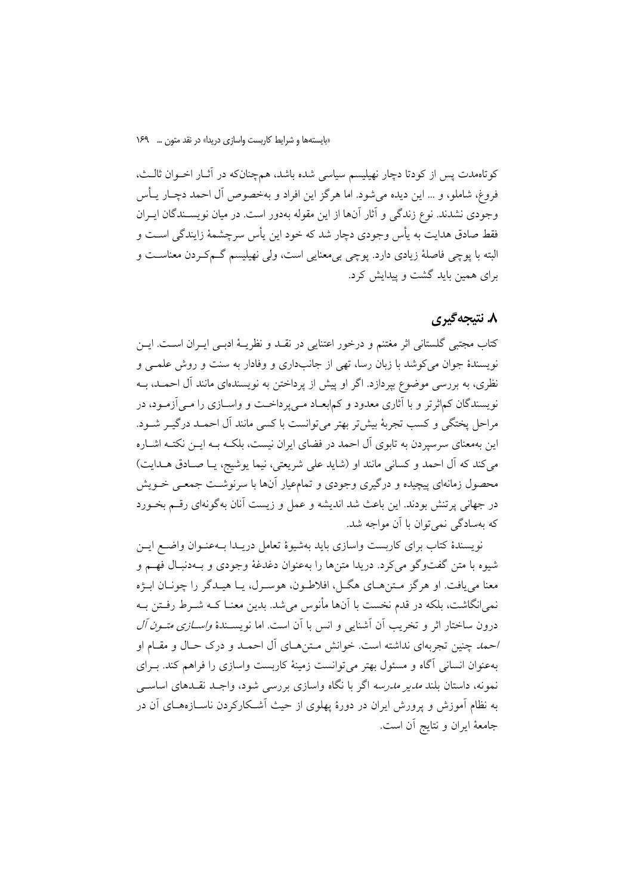کوتاه‌مدت پس از کودتا دچار نهیلیسم سیاسی شده باشد، هم‌چنان‌که در آثـار اخـوان ثالـث، فروغ، شاملو، و ... این دیده می‌شود. اما هرگز این افراد و به‌خصوص آل احمد دچـار یـأس وجودی نشدند. نوع زندگی و آثار آن‌ها از این مقوله به‌دور است. در میان نویسـندگان ایـران فقط صادق هدایت به یأس وجودی دچار شد که خود این یأس سرچشمهٔ زایندگی اسـت و البته با پوچی فاصلهٔ زیادی دارد. پوچی بی‌معنایی است، ولی نهیلیسم گـم‌کـردن معناسـت و برای همین باید گشت و پیدایش کرد.

## ۸. نتیجه‌گیری

کتاب مجتبی گلستانی اثر مغتنم و درخور اعتنایی در نقـد و نظریـهٔ ادبـی ایـران اسـت. ایـن نویسندهٔ جوان می‌کوشد با زبان رسا، تهی از جانب‌داری و وفادار به سنت و روش علمـی و نظری، به بررسی موضوع بپردازد. اگر او پیش از پرداختن به نویسنده‌ای مانند آل احمـد، بـه نویسندگان کم‌اثرتر و با آثاری معدود و کم‌ابعـاد مـی‌پرداخـت و واسـازی را مـی‌آزمـود، در مراحل پختگی و کسب تجربهٔ بیش‌تر بهتر می‌توانست با کسی مانند آل احمـد درگیـر شـود. این به‌معنای سرسپردن به تابوی آل احمد در فضای ایران نیست، بلکـه بـه ایـن نکتـه اشـاره می‌کند که آل احمد و کسانی مانند او (شاید علی شریعتی، نیما یوشیج، یـا صـادق هـدایت) محصول زمانه‌ای پیچیده و درگیری وجودی و تمام‌عیار آن‌ها با سرنوشـت جمعـی خـویش در جهانی پرتنش بودند. این باعث شد اندیشه و عمل و زیست آنان به‌گونه‌ای رقـم بخـورد که به‌سادگی نمی‌توان با آن مواجه شد.

نویسندهٔ کتاب برای کاربست واسازی باید به‌شیوهٔ تعامل دریـدا بـه‌عنـوان واضـع ایـن شیوه با متن گفت‌وگو می‌کرد. دریدا متن‌ها را به‌عنوان دغدغهٔ وجودی و بـه‌دنبـال فهـم و معنا می‌یافت. او هرگز مـتن‌هـای هگـل، افلاطـون، هوسـرل، یـا هیـدگر را چونـان ابـژه نمی‌انگاشت، بلکه در قدم نخست با آن‌ها مأنوس می‌شد. بدین معنـا کـه شـرط رفـتن بـه درون ساختار اثر و تخریب آن آشنایی و انس با آن است. اما نویسـندهٔ *واسـازی متـون آل احمد* چنین تجربه‌ای نداشته است. خوانش مـتن‌هـای آل احمـد و درک حـال و مقـام او به‌عنوان انسانی آگاه و مسئول بهتر می‌توانست زمینهٔ کاربست واسازی را فراهم کند. بـرای نمونه، داستان بلند *مدیر مدرسه* اگر با نگاه واسازی بررسی شود، واجـد نقـدهای اساسـی به نظام آموزش و پرورش ایران در دورهٔ پهلوی از حیث آشـکارکردن ناسـازه‌هـای آن در جامعهٔ ایران و نتایج آن است.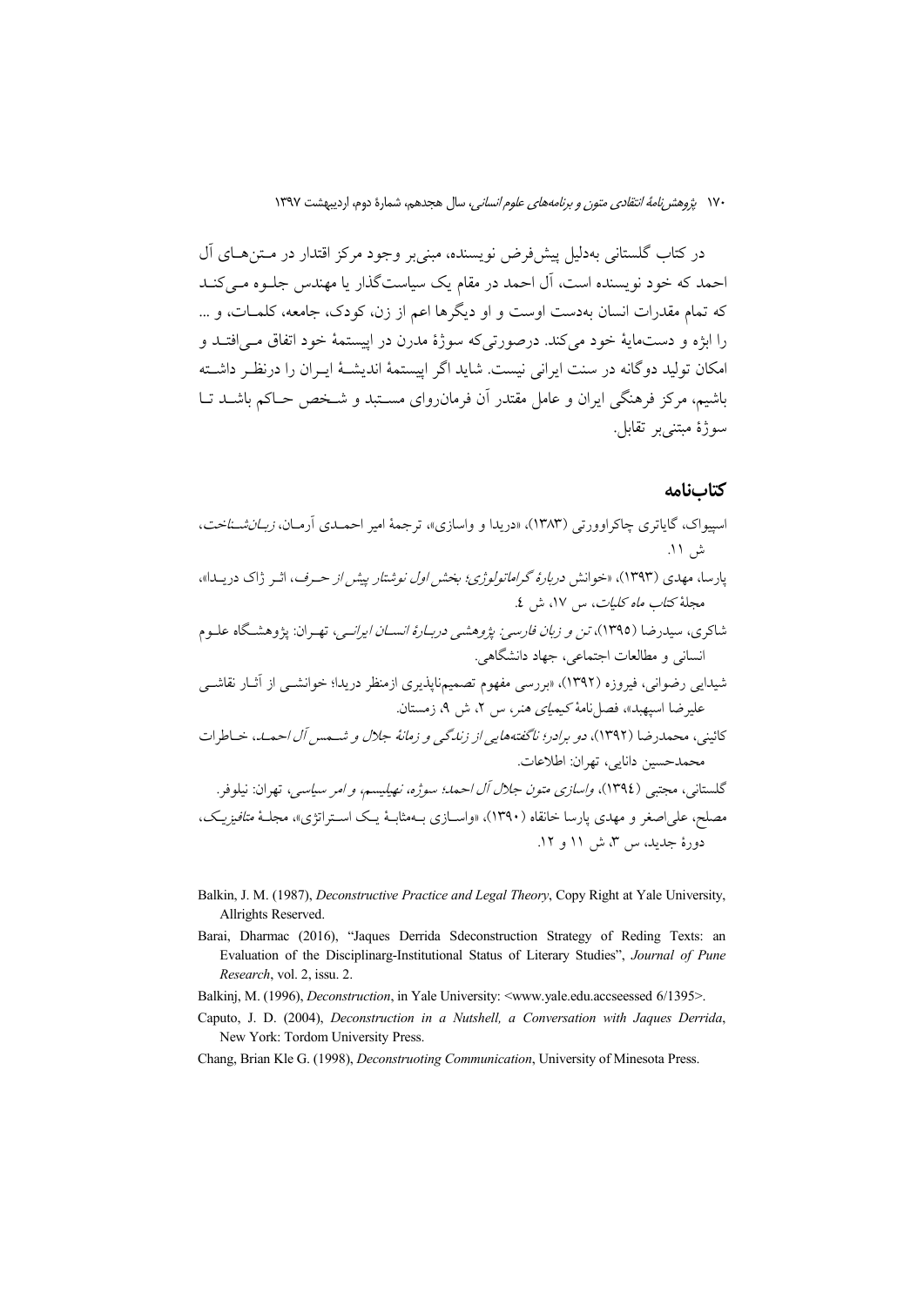در کتاب گلستانی به‌دلیل پیش‌فرض نویسنده، مبنی‌بر وجود مرکز اقتدار در متن‌های آل احمد که خود نویسنده است، آل احمد در مقام یک سیاست‌گذار یا مهندس جلوه می‌کند که تمام مقدرات انسان به‌دست اوست و او دیگرها اعم از زن، کودک، جامعه، کلمات، و ... را ابژه و دست‌مایهٔ خود می‌کند. درصورتی‌که سوژهٔ مدرن در اپیستمهٔ خود اتفاق می‌افتد و امکان تولید دوگانه در سنت ایرانی نیست. شاید اگر اپیستمهٔ اندیشهٔ ایران را درنظر داشته باشیم، مرکز فرهنگی ایران و عامل مقتدر آن فرمان‌روای مستبد و شخص حاکم باشد تا سوژهٔ مبتنی‌بر تقابل.

## کتاب‌نامه

اسپیواک، گایاتری چاکراوورتی (۱۳۸۳)، «دریدا و واسازی»، ترجمهٔ امیر احمدی آرمان، *زبان‌شناخت*، ش ۱۱.

پارسا، مهدی (۱۳۹۳)، «خوانش دربارهٔ *گراماتولوژی*؛ بخش اول نوشتار پیش از حرف، اثر ژاک دریدا»، مجلهٔ *کتاب ماه کلیات*، س ۱۷، ش ٤.

شاکری، سیدرضا (۱۳۹۵)، *تن و زبان فارسی: پژوهشی دربارهٔ انسان ایرانی*، تهران: پژوهشگاه علوم انسانی و مطالعات اجتماعی، جهاد دانشگاهی.

شیدایی رضوانی، فیروزه (۱۳۹۲)، «بررسی مفهوم تصمیم‌ناپذیری ازمنظر دریدا؛ خوانشی از آثار نقاشی علیرضا اسپهبد»، فصل‌نامهٔ *کیمیای هنر*، س ۲، ش ۹، زمستان.

کائینی، محمدرضا (۱۳۹۲)، *دو برادر؛ ناگفته‌هایی از زندگی و زمانهٔ جلال و شمس آل احمد*، خاطرات محمدحسین دانایی، تهران: اطلاعات.

گلستانی، مجتبی (۱۳۹٤)، *واسازی متون جلال آل احمد؛ سوژه، نهیلیسم، و امر سیاسی*، تهران: نیلوفر.

مصلح، علی‌اصغر و مهدی پارسا خانقاه (۱۳۹۰)، «واسازی به‌مثابهٔ یک استراتژی»، مجلهٔ *متافیزیک*، دورهٔ جدید، س ۳، ش ۱۱ و ۱۲.

Balkin, J. M. (1987), *Deconstructive Practice and Legal Theory*, Copy Right at Yale University, Allrights Reserved.

Barai, Dharmac (2016), "Jaques Derrida Sdeconstruction Strategy of Reding Texts: an Evaluation of the Disciplinarg-Institutional Status of Literary Studies", *Journal of Pune Research*, vol. 2, issu. 2.

Balkinj, M. (1996), *Deconstruction*, in Yale University: <www.yale.edu.accseessed 6/1395>.

Caputo, J. D. (2004), *Deconstruction in a Nutshell, a Conversation with Jaques Derrida*, New York: Tordom University Press.

Chang, Brian Kle G. (1998), *Deconstruuting Communication*, University of Minesota Press.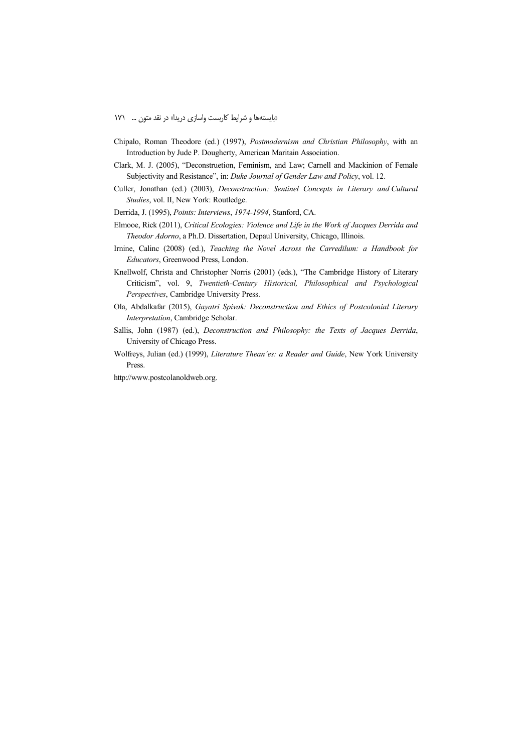Chipalo, Roman Theodore (ed.) (1997), *Postmodernism and Christian Philosophy*, with an Introduction by Jude P. Dougherty, American Maritain Association.

Clark, M. J. (2005), "Deconstruetion, Feminism, and Law; Carnell and Mackinion of Female Subjectivity and Resistance", in: *Duke Journal of Gender Law and Policy*, vol. 12.

Culler, Jonathan (ed.) (2003), *Deconstruction: Sentinel Concepts in Literary and Cultural Studies*, vol. II, New York: Routledge.

Derrida, J. (1995), *Points: Interviews*, *1974-1994*, Stanford, CA.

Elmooe, Rick (2011), *Critical Ecologies: Violence and Life in the Work of Jacques Derrida and Theodor Adorno*, a Ph.D. Dissertation, Depaul University, Chicago, Illinois.

Irnine, Calinc (2008) (ed.), *Teaching the Novel Across the Carredilum: a Handbook for Educators*, Greenwood Press, London.

Knellwolf, Christa and Christopher Norris (2001) (eds.), "The Cambridge History of Literary Criticism", vol. 9, *Twentieth-Century Historical, Philosophical and Psychological Perspectives*, Cambridge University Press.

Ola, Abdalkafar (2015), *Gayatri Spivak: Deconstruction and Ethics of Postcolonial Literary Interpretation*, Cambridge Scholar.

Sallis, John (1987) (ed.), *Deconstruction and Philosophy: the Texts of Jacques Derrida*, University of Chicago Press.

Wolfreys, Julian (ed.) (1999), *Literature Thean'es: a Reader and Guide*, New York University Press.

http://www.postcolanoldweb.org.